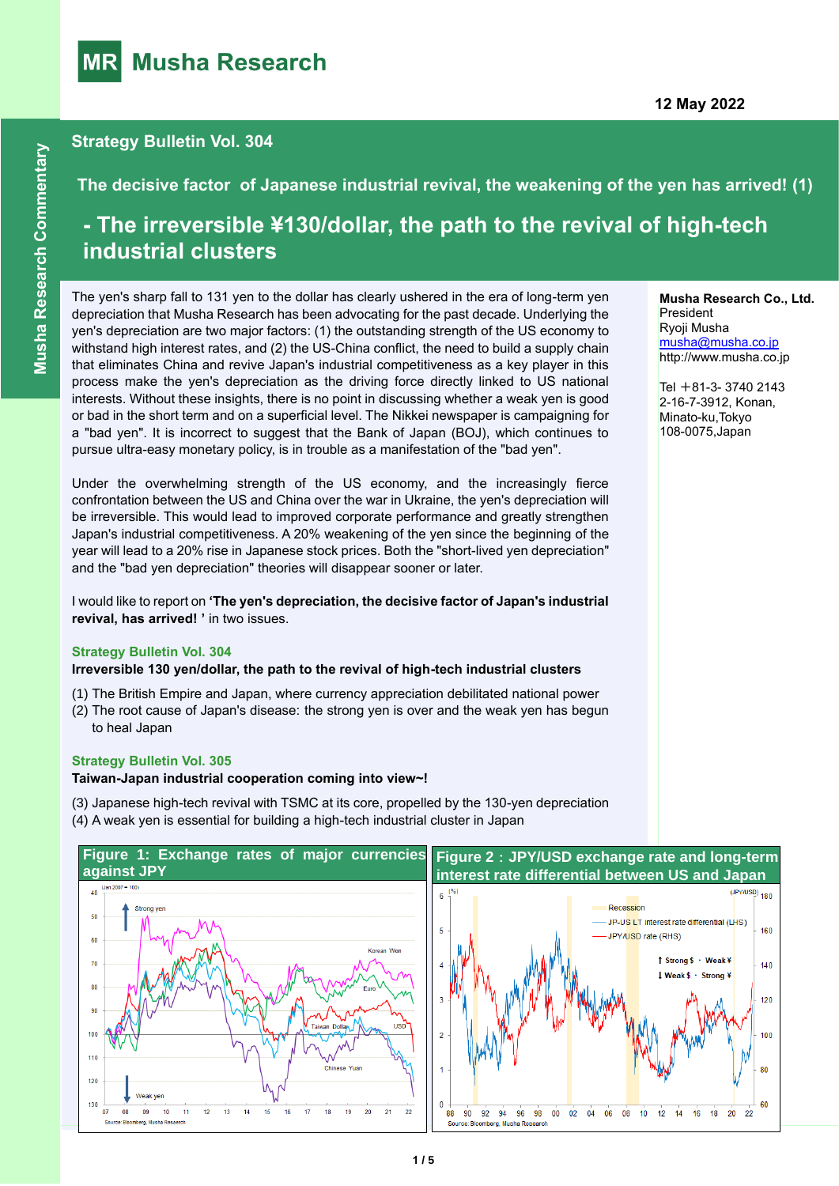# Musha Research

12 May 2022

Musha Research Commentary

## Strategy Bulletin Vol. 304

### The decisive factor of Japanese industrial revival, the weakening of the yen has arrived! (1)

## - The irreversible ¥130/dollar, the path to the revival of high-tech industrial clusters

**Musha Research Co., Ltd.**
President
Ryoji Musha
musha@musha.co.jp
http://www.musha.co.jp

Tel ＋81-3- 3740 2143
2-16-7-3912, Konan,
Minato-ku,Tokyo
108-0075,Japan

The yen's sharp fall to 131 yen to the dollar has clearly ushered in the era of long-term yen depreciation that Musha Research has been advocating for the past decade. Underlying the yen's depreciation are two major factors: (1) the outstanding strength of the US economy to withstand high interest rates, and (2) the US-China conflict, the need to build a supply chain that eliminates China and revive Japan's industrial competitiveness as a key player in this process make the yen's depreciation as the driving force directly linked to US national interests. Without these insights, there is no point in discussing whether a weak yen is good or bad in the short term and on a superficial level. The Nikkei newspaper is campaigning for a "bad yen". It is incorrect to suggest that the Bank of Japan (BOJ), which continues to pursue ultra-easy monetary policy, is in trouble as a manifestation of the "bad yen".

Under the overwhelming strength of the US economy, and the increasingly fierce confrontation between the US and China over the war in Ukraine, the yen's depreciation will be irreversible. This would lead to improved corporate performance and greatly strengthen Japan's industrial competitiveness. A 20% weakening of the yen since the beginning of the year will lead to a 20% rise in Japanese stock prices. Both the "short-lived yen depreciation" and the "bad yen depreciation" theories will disappear sooner or later.

I would like to report on **'The yen's depreciation, the decisive factor of Japan's industrial revival, has arrived! '** in two issues.

**Strategy Bulletin Vol. 304**
**Irreversible 130 yen/dollar, the path to the revival of high-tech industrial clusters**

(1) The British Empire and Japan, where currency appreciation debilitated national power
(2) The root cause of Japan's disease: the strong yen is over and the weak yen has begun to heal Japan

**Strategy Bulletin Vol. 305**
**Taiwan-Japan industrial cooperation coming into view~!**

(3) Japanese high-tech revival with TSMC at its core, propelled by the 130-yen depreciation
(4) A weak yen is essential for building a high-tech industrial cluster in Japan

**Figure 1: Exchange rates of major currencies against JPY**

Source: Bloomberg, Musha Research

**Figure 2 : JPY/USD exchange rate and long-term interest rate differential between US and Japan**

Source: Bloomberg, Musha Research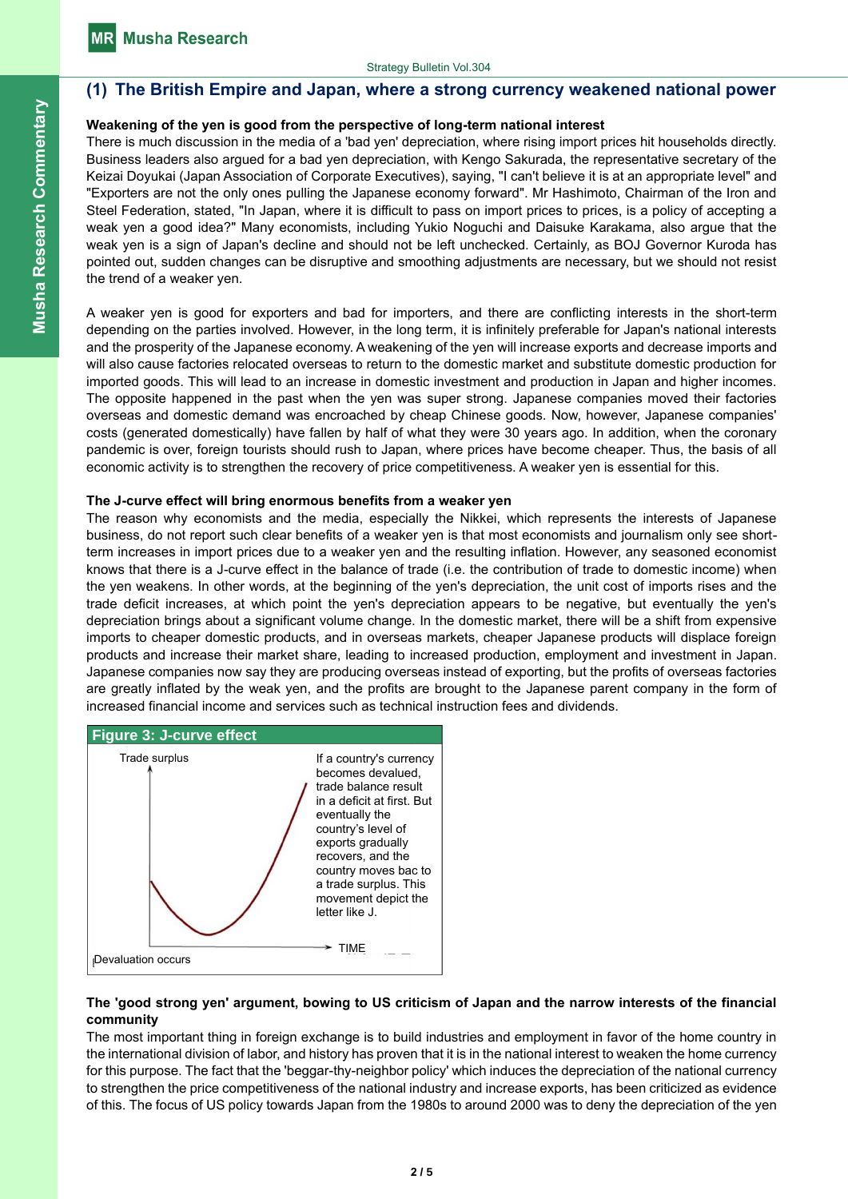## (1) The British Empire and Japan, where a strong currency weakened national power

**Weakening of the yen is good from the perspective of long-term national interest**

There is much discussion in the media of a 'bad yen' depreciation, where rising import prices hit households directly. Business leaders also argued for a bad yen depreciation, with Kengo Sakurada, the representative secretary of the Keizai Doyukai (Japan Association of Corporate Executives), saying, "I can't believe it is at an appropriate level" and "Exporters are not the only ones pulling the Japanese economy forward". Mr Hashimoto, Chairman of the Iron and Steel Federation, stated, "In Japan, where it is difficult to pass on import prices to prices, is a policy of accepting a weak yen a good idea?" Many economists, including Yukio Noguchi and Daisuke Karakama, also argue that the weak yen is a sign of Japan's decline and should not be left unchecked. Certainly, as BOJ Governor Kuroda has pointed out, sudden changes can be disruptive and smoothing adjustments are necessary, but we should not resist the trend of a weaker yen.

A weaker yen is good for exporters and bad for importers, and there are conflicting interests in the short-term depending on the parties involved. However, in the long term, it is infinitely preferable for Japan's national interests and the prosperity of the Japanese economy. A weakening of the yen will increase exports and decrease imports and will also cause factories relocated overseas to return to the domestic market and substitute domestic production for imported goods. This will lead to an increase in domestic investment and production in Japan and higher incomes. The opposite happened in the past when the yen was super strong. Japanese companies moved their factories overseas and domestic demand was encroached by cheap Chinese goods. Now, however, Japanese companies' costs (generated domestically) have fallen by half of what they were 30 years ago. In addition, when the coronary pandemic is over, foreign tourists should rush to Japan, where prices have become cheaper. Thus, the basis of all economic activity is to strengthen the recovery of price competitiveness. A weaker yen is essential for this.

**The J-curve effect will bring enormous benefits from a weaker yen**

The reason why economists and the media, especially the Nikkei, which represents the interests of Japanese business, do not report such clear benefits of a weaker yen is that most economists and journalism only see short-term increases in import prices due to a weaker yen and the resulting inflation. However, any seasoned economist knows that there is a J-curve effect in the balance of trade (i.e. the contribution of trade to domestic income) when the yen weakens. In other words, at the beginning of the yen's depreciation, the unit cost of imports rises and the trade deficit increases, at which point the yen's depreciation appears to be negative, but eventually the yen's depreciation brings about a significant volume change. In the domestic market, there will be a shift from expensive imports to cheaper domestic products, and in overseas markets, cheaper Japanese products will displace foreign products and increase their market share, leading to increased production, employment and investment in Japan. Japanese companies now say they are producing overseas instead of exporting, but the profits of overseas factories are greatly inflated by the weak yen, and the profits are brought to the Japanese parent company in the form of increased financial income and services such as technical instruction fees and dividends.

**Figure 3: J-curve effect**

Trade surplus

If a country's currency becomes devalued, trade balance result in a deficit at first. But eventually the country's level of exports gradually recovers, and the country moves bac to a trade surplus. This movement depict the letter like J.

TIME

Devaluation occurs

**The 'good strong yen' argument, bowing to US criticism of Japan and the narrow interests of the financial community**

The most important thing in foreign exchange is to build industries and employment in favor of the home country in the international division of labor, and history has proven that it is in the national interest to weaken the home currency for this purpose. The fact that the 'beggar-thy-neighbor policy' which induces the depreciation of the national currency to strengthen the price competitiveness of the national industry and increase exports, has been criticized as evidence of this. The focus of US policy towards Japan from the 1980s to around 2000 was to deny the depreciation of the yen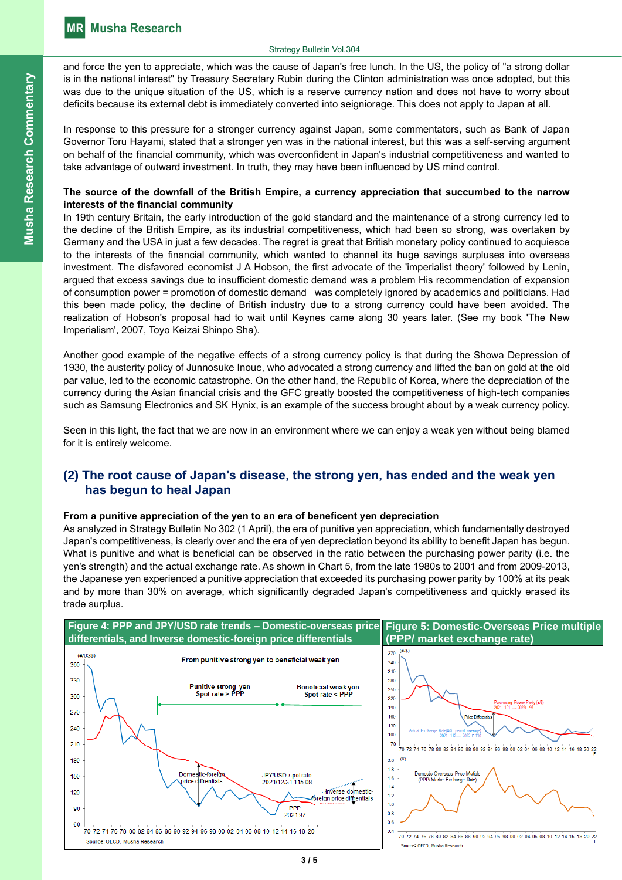and force the yen to appreciate, which was the cause of Japan's free lunch. In the US, the policy of "a strong dollar is in the national interest" by Treasury Secretary Rubin during the Clinton administration was once adopted, but this was due to the unique situation of the US, which is a reserve currency nation and does not have to worry about deficits because its external debt is immediately converted into seigniorage. This does not apply to Japan at all.

In response to this pressure for a stronger currency against Japan, some commentators, such as Bank of Japan Governor Toru Hayami, stated that a stronger yen was in the national interest, but this was a self-serving argument on behalf of the financial community, which was overconfident in Japan's industrial competitiveness and wanted to take advantage of outward investment. In truth, they may have been influenced by US mind control.

**The source of the downfall of the British Empire, a currency appreciation that succumbed to the narrow interests of the financial community**

In 19th century Britain, the early introduction of the gold standard and the maintenance of a strong currency led to the decline of the British Empire, as its industrial competitiveness, which had been so strong, was overtaken by Germany and the USA in just a few decades. The regret is great that British monetary policy continued to acquiesce to the interests of the financial community, which wanted to channel its huge savings surpluses into overseas investment. The disfavored economist J A Hobson, the first advocate of the 'imperialist theory' followed by Lenin, argued that excess savings due to insufficient domestic demand was a problem His recommendation of expansion of consumption power = promotion of domestic demand  was completely ignored by academics and politicians. Had this been made policy, the decline of British industry due to a strong currency could have been avoided. The realization of Hobson's proposal had to wait until Keynes came along 30 years later. (See my book 'The New Imperialism', 2007, Toyo Keizai Shinpo Sha).

Another good example of the negative effects of a strong currency policy is that during the Showa Depression of 1930, the austerity policy of Junnosuke Inoue, who advocated a strong currency and lifted the ban on gold at the old par value, led to the economic catastrophe. On the other hand, the Republic of Korea, where the depreciation of the currency during the Asian financial crisis and the GFC greatly boosted the competitiveness of high-tech companies such as Samsung Electronics and SK Hynix, is an example of the success brought about by a weak currency policy.

Seen in this light, the fact that we are now in an environment where we can enjoy a weak yen without being blamed for it is entirely welcome.

## (2) The root cause of Japan's disease, the strong yen, has ended and the weak yen has begun to heal Japan

**From a punitive appreciation of the yen to an era of beneficent yen depreciation**

As analyzed in Strategy Bulletin No 302 (1 April), the era of punitive yen appreciation, which fundamentally destroyed Japan's competitiveness, is clearly over and the era of yen depreciation beyond its ability to benefit Japan has begun. What is punitive and what is beneficial can be observed in the ratio between the purchasing power parity (i.e. the yen's strength) and the actual exchange rate. As shown in Chart 5, from the late 1980s to 2001 and from 2009-2013, the Japanese yen experienced a punitive appreciation that exceeded its purchasing power parity by 100% at its peak and by more than 30% on average, which significantly degraded Japan's competitiveness and quickly erased its trade surplus.

**Figure 4: PPP and JPY/USD rate trends – Domestic-overseas price differentials, and Inverse domestic-foreign price differentials**

Source: OECD, Musha Research

**Figure 5: Domestic-Overseas Price multiple (PPP/ market exchange rate)**

Source: OECD, Musha Research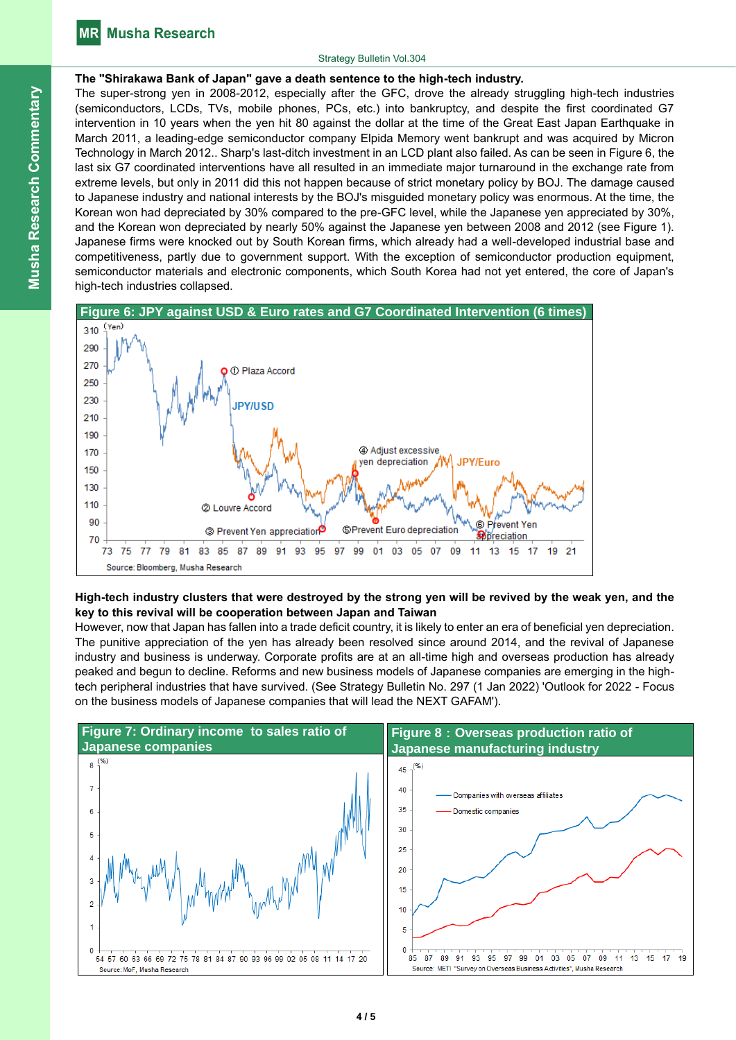**The "Shirakawa Bank of Japan" gave a death sentence to the high-tech industry.**

The super-strong yen in 2008-2012, especially after the GFC, drove the already struggling high-tech industries (semiconductors, LCDs, TVs, mobile phones, PCs, etc.) into bankruptcy, and despite the first coordinated G7 intervention in 10 years when the yen hit 80 against the dollar at the time of the Great East Japan Earthquake in March 2011, a leading-edge semiconductor company Elpida Memory went bankrupt and was acquired by Micron Technology in March 2012.. Sharp's last-ditch investment in an LCD plant also failed. As can be seen in Figure 6, the last six G7 coordinated interventions have all resulted in an immediate major turnaround in the exchange rate from extreme levels, but only in 2011 did this not happen because of strict monetary policy by BOJ. The damage caused to Japanese industry and national interests by the BOJ's misguided monetary policy was enormous. At the time, the Korean won had depreciated by 30% compared to the pre-GFC level, while the Japanese yen appreciated by 30%, and the Korean won depreciated by nearly 50% against the Japanese yen between 2008 and 2012 (see Figure 1). Japanese firms were knocked out by South Korean firms, which already had a well-developed industrial base and competitiveness, partly due to government support. With the exception of semiconductor production equipment, semiconductor materials and electronic components, which South Korea had not yet entered, the core of Japan's high-tech industries collapsed.

**Figure 6: JPY against USD & Euro rates and G7 Coordinated Intervention (6 times)**

Source: Bloomberg, Musha Research

**High-tech industry clusters that were destroyed by the strong yen will be revived by the weak yen, and the key to this revival will be cooperation between Japan and Taiwan**

However, now that Japan has fallen into a trade deficit country, it is likely to enter an era of beneficial yen depreciation. The punitive appreciation of the yen has already been resolved since around 2014, and the revival of Japanese industry and business is underway. Corporate profits are at an all-time high and overseas production has already peaked and begun to decline. Reforms and new business models of Japanese companies are emerging in the high-tech peripheral industries that have survived. (See Strategy Bulletin No. 297 (1 Jan 2022) 'Outlook for 2022 - Focus on the business models of Japanese companies that will lead the NEXT GAFAM').

**Figure 7: Ordinary income to sales ratio of Japanese companies**

Source: MoF, Musha Research

**Figure 8：Overseas production ratio of Japanese manufacturing industry**

Source: METI "Survey on Overseas Business Activities", Musha Research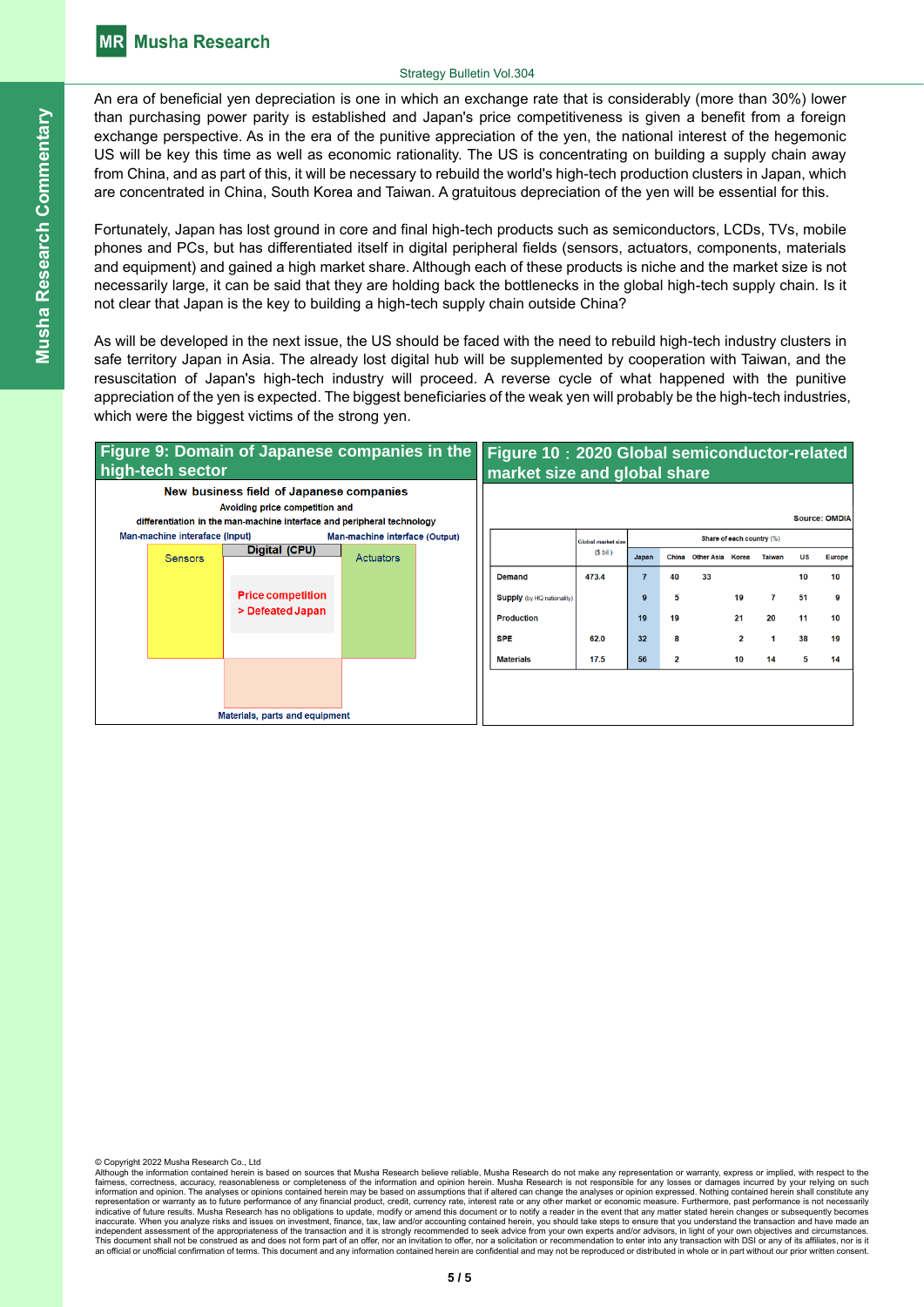An era of beneficial yen depreciation is one in which an exchange rate that is considerably (more than 30%) lower than purchasing power parity is established and Japan's price competitiveness is given a benefit from a foreign exchange perspective. As in the era of the punitive appreciation of the yen, the national interest of the hegemonic US will be key this time as well as economic rationality. The US is concentrating on building a supply chain away from China, and as part of this, it will be necessary to rebuild the world's high-tech production clusters in Japan, which are concentrated in China, South Korea and Taiwan. A gratuitous depreciation of the yen will be essential for this.

Fortunately, Japan has lost ground in core and final high-tech products such as semiconductors, LCDs, TVs, mobile phones and PCs, but has differentiated itself in digital peripheral fields (sensors, actuators, components, materials and equipment) and gained a high market share. Although each of these products is niche and the market size is not necessarily large, it can be said that they are holding back the bottlenecks in the global high-tech supply chain. Is it not clear that Japan is the key to building a high-tech supply chain outside China?

As will be developed in the next issue, the US should be faced with the need to rebuild high-tech industry clusters in safe territory Japan in Asia. The already lost digital hub will be supplemented by cooperation with Taiwan, and the resuscitation of Japan's high-tech industry will proceed. A reverse cycle of what happened with the punitive appreciation of the yen is expected. The biggest beneficiaries of the weak yen will probably be the high-tech industries, which were the biggest victims of the strong yen.

**Figure 9: Domain of Japanese companies in the high-tech sector**

New business field of Japanese companies
Avoiding price competition and
differentiation in the man-machine interface and peripheral technology
Man-machine interface (Input)
Man-machine interface (Output)
Sensors
Digital (CPU)
Actuators
Price competition
> Defeated Japan
Materials, parts and equipment

**Figure 10：2020 Global semiconductor-related market size and global share**

Source: OMDIA

| | Global market size ($ bil) | Share of each country (%) | | | | | | |
|---|---|---|---|---|---|---|---|---|
| | | Japan | China | Other Asia | Korea | Taiwan | US | Europe |
| Demand | 473.4 | 7 | 40 | 33 | | | 10 | 10 |
| Supply (by HQ nationality) | | 9 | 5 | | 19 | 7 | 51 | 9 |
| Production | | 19 | 19 | | 21 | 20 | 11 | 10 |
| SPE | 62.0 | 32 | 8 | | 2 | 1 | 38 | 19 |
| Materials | 17.5 | 56 | 2 | | 10 | 14 | 5 | 14 |

© Copyright 2022 Musha Research Co., Ltd
Although the information contained herein is based on sources that Musha Research believe reliable, Musha Research do not make any representation or warranty, express or implied, with respect to the fairness, correctness, accuracy, reasonableness or completeness of the information and opinion herein. Musha Research is not responsible for any losses or damages incurred by your relying on such information and opinion. The analyses or opinions contained herein may be based on assumptions that if altered can change the analyses or opinion expressed. Nothing contained herein shall constitute any representation or warranty as to future performance of any financial product, credit, currency rate, interest rate or any other market or economic measure. Furthermore, past performance is not necessarily indicative of future results. Musha Research has no obligations to update, modify or amend this document or to notify a reader in the event that any matter stated herein changes or subsequently becomes inaccurate. When you analyze risks and issues on investment, finance, tax, law/or accounting contained herein, you should take steps to ensure that you understand the transaction and have made an independent assessment of the appropriateness of the transaction and it is strongly recommended to seek advice from your own experts and/or advisors, in light of your own objectives and circumstances. This document shall not be construed as and does not form part of an offer, nor an invitation to offer, nor a solicitation or recommendation to enter into any transaction with DSI or any of its affiliates, nor is it an official or unofficial confirmation of terms. This document and any information contained herein are confidential and may not be reproduced or distributed in whole or in part without our prior written consent.